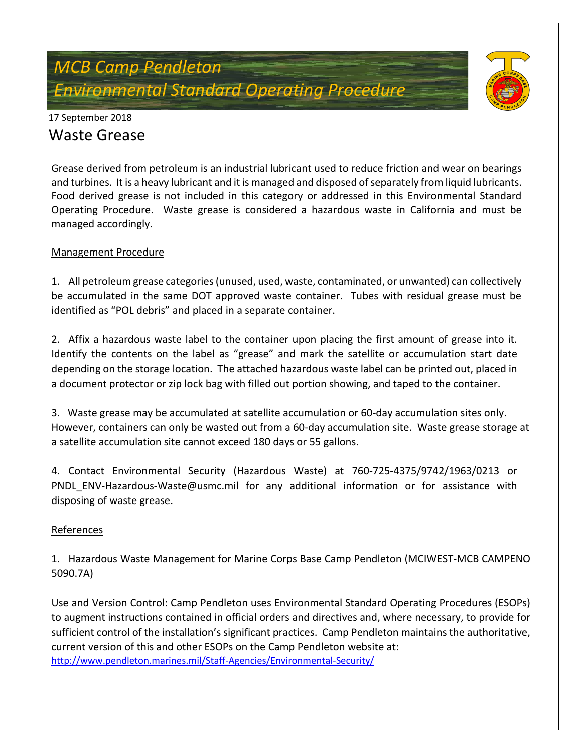# MCB Camp Pendleton
# Environmental Standard Operating Procedure

17 September 2018

## Waste Grease

Grease derived from petroleum is an industrial lubricant used to reduce friction and wear on bearings and turbines. It is a heavy lubricant and it is managed and disposed of separately from liquid lubricants. Food derived grease is not included in this category or addressed in this Environmental Standard Operating Procedure. Waste grease is considered a hazardous waste in California and must be managed accordingly.

### Management Procedure

1. All petroleum grease categories (unused, used, waste, contaminated, or unwanted) can collectively be accumulated in the same DOT approved waste container. Tubes with residual grease must be identified as "POL debris" and placed in a separate container.

2. Affix a hazardous waste label to the container upon placing the first amount of grease into it. Identify the contents on the label as "grease" and mark the satellite or accumulation start date depending on the storage location. The attached hazardous waste label can be printed out, placed in a document protector or zip lock bag with filled out portion showing, and taped to the container.

3. Waste grease may be accumulated at satellite accumulation or 60-day accumulation sites only. However, containers can only be wasted out from a 60-day accumulation site. Waste grease storage at a satellite accumulation site cannot exceed 180 days or 55 gallons.

4. Contact Environmental Security (Hazardous Waste) at 760-725-4375/9742/1963/0213 or PNDL_ENV-Hazardous-Waste@usmc.mil for any additional information or for assistance with disposing of waste grease.

### References

1. Hazardous Waste Management for Marine Corps Base Camp Pendleton (MCIWEST-MCB CAMPENO 5090.7A)

Use and Version Control: Camp Pendleton uses Environmental Standard Operating Procedures (ESOPs) to augment instructions contained in official orders and directives and, where necessary, to provide for sufficient control of the installation's significant practices. Camp Pendleton maintains the authoritative, current version of this and other ESOPs on the Camp Pendleton website at: http://www.pendleton.marines.mil/Staff-Agencies/Environmental-Security/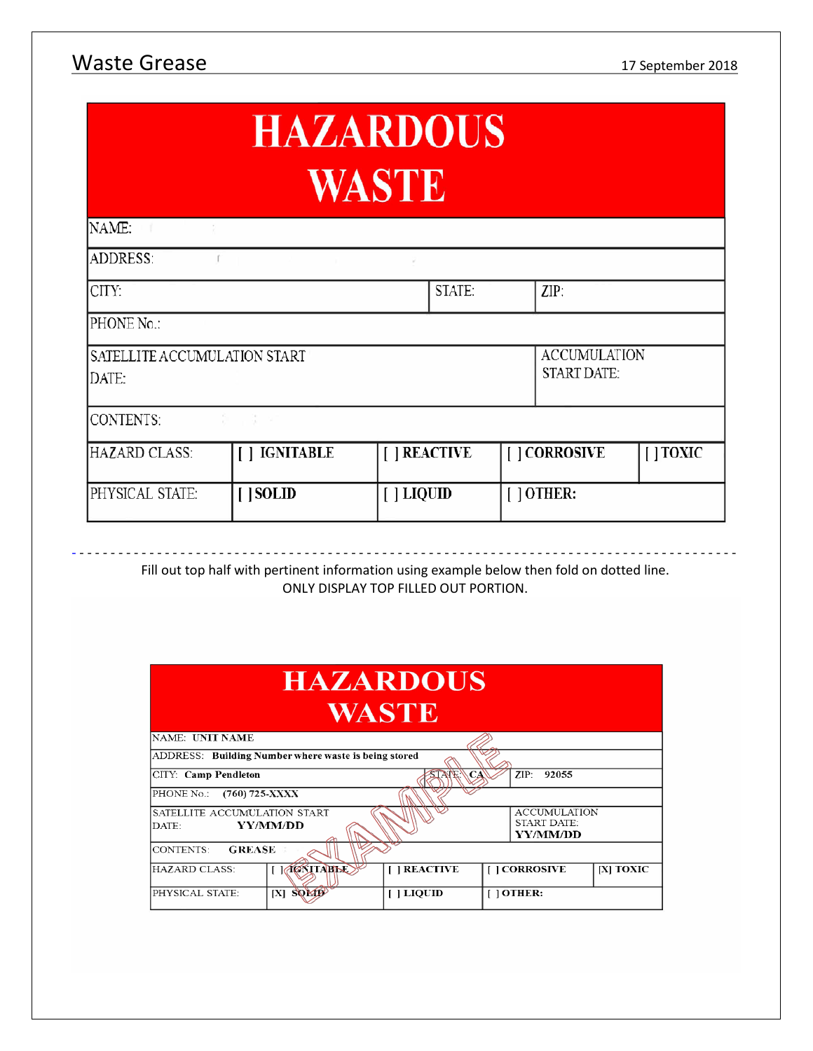# Waste Grease

17 September 2018

## HAZARDOUS WASTE

| | | | | |
|---|---|---|---|---|
| NAME: | | | | |
| ADDRESS: | | | | |
| CITY: | | STATE: | ZIP: | |
| PHONE No.: | | | | |
| SATELLITE ACCUMULATION START DATE: | | | ACCUMULATION START DATE: | |
| CONTENTS: | | | | |
| HAZARD CLASS: | [ ] IGNITABLE | [ ] REACTIVE | [ ] CORROSIVE | [ ] TOXIC |
| PHYSICAL STATE: | [ ] SOLID | [ ] LIQUID | [ ] OTHER: | |

Fill out top half with pertinent information using example below then fold on dotted line.
ONLY DISPLAY TOP FILLED OUT PORTION.

## HAZARDOUS WASTE

EXAMPLE

| | | | | |
|---|---|---|---|---|
| NAME: UNIT NAME | | | | |
| ADDRESS: Building Number where waste is being stored | | | | |
| CITY: Camp Pendleton | | STATE: CA | ZIP: 92055 | |
| PHONE No.: (760) 725-XXXX | | | | |
| SATELLITE ACCUMULATION START DATE: YY/MM/DD | | | ACCUMULATION START DATE: YY/MM/DD | |
| CONTENTS: GREASE | | | | |
| HAZARD CLASS: | [ ] IGNITABLE | [ ] REACTIVE | [ ] CORROSIVE | [X] TOXIC |
| PHYSICAL STATE: | [X] SOLID | [ ] LIQUID | [ ] OTHER: | |